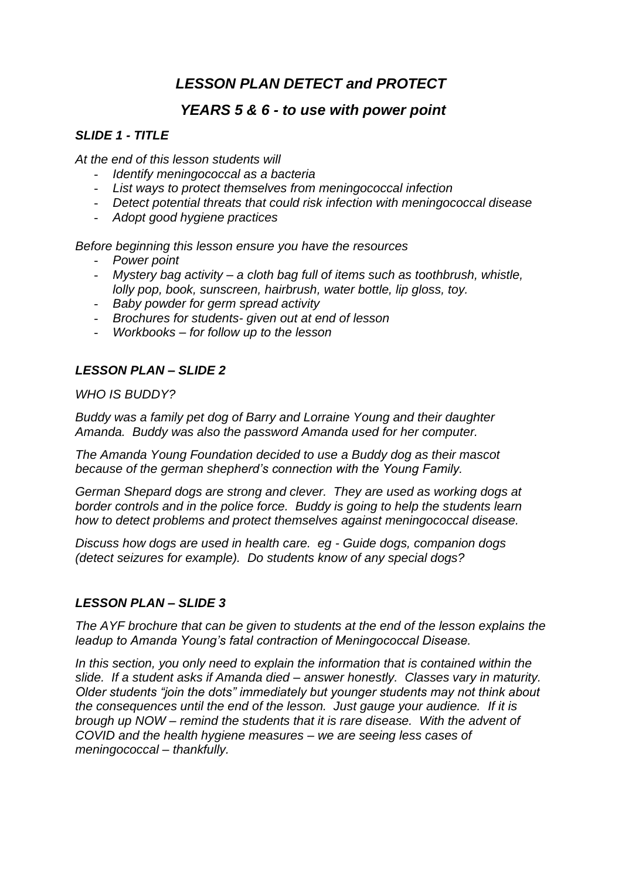# *LESSON PLAN DETECT and PROTECT*

## *YEARS 5 & 6 - to use with power point*

### *SLIDE 1 - TITLE*

*At the end of this lesson students will*

- *Identify meningococcal as a bacteria*
- *List ways to protect themselves from meningococcal infection*
- *Detect potential threats that could risk infection with meningococcal disease*
- *Adopt good hygiene practices*

*Before beginning this lesson ensure you have the resources*

- *Power point*
- *Mystery bag activity – a cloth bag full of items such as toothbrush, whistle, lolly pop, book, sunscreen, hairbrush, water bottle, lip gloss, toy.*
- *Baby powder for germ spread activity*
- *Brochures for students- given out at end of lesson*
- *Workbooks – for follow up to the lesson*

### *LESSON PLAN – SLIDE 2*

*WHO IS BUDDY?*

*Buddy was a family pet dog of Barry and Lorraine Young and their daughter Amanda. Buddy was also the password Amanda used for her computer.*

*The Amanda Young Foundation decided to use a Buddy dog as their mascot because of the german shepherd's connection with the Young Family.*

*German Shepard dogs are strong and clever. They are used as working dogs at border controls and in the police force. Buddy is going to help the students learn how to detect problems and protect themselves against meningococcal disease.*

*Discuss how dogs are used in health care. eg - Guide dogs, companion dogs (detect seizures for example). Do students know of any special dogs?*

### *LESSON PLAN – SLIDE 3*

*The AYF brochure that can be given to students at the end of the lesson explains the leadup to Amanda Young's fatal contraction of Meningococcal Disease.*

*In this section, you only need to explain the information that is contained within the slide. If a student asks if Amanda died – answer honestly. Classes vary in maturity. Older students "join the dots" immediately but younger students may not think about the consequences until the end of the lesson. Just gauge your audience. If it is brough up NOW – remind the students that it is rare disease. With the advent of COVID and the health hygiene measures – we are seeing less cases of meningococcal – thankfully.*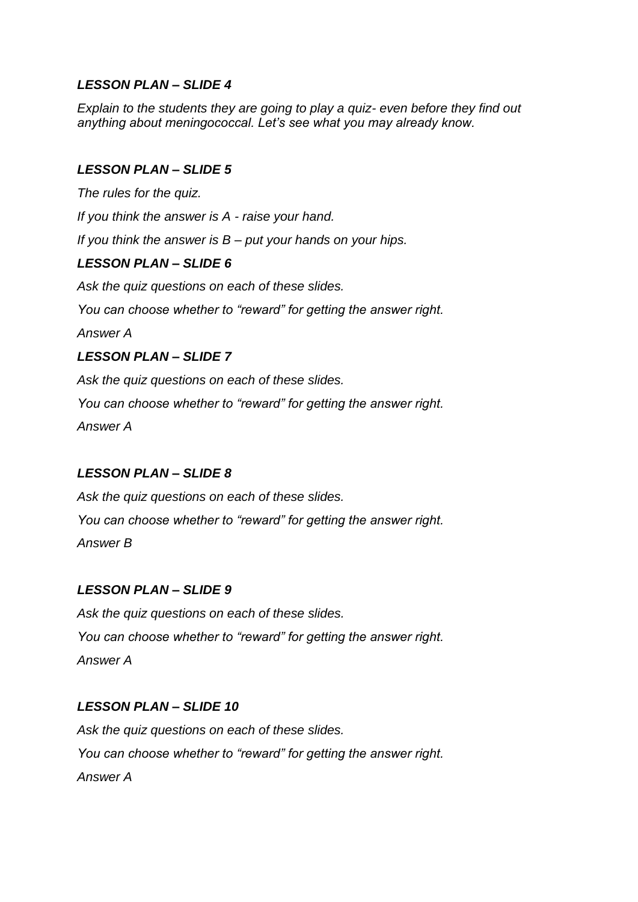### *LESSON PLAN – SLIDE 4*

*Explain to the students they are going to play a quiz- even before they find out anything about meningococcal. Let's see what you may already know.*

### *LESSON PLAN – SLIDE 5*

*The rules for the quiz.*

*If you think the answer is A - raise your hand.*

*If you think the answer is B – put your hands on your hips.*

### *LESSON PLAN – SLIDE 6*

*Ask the quiz questions on each of these slides.*

*You can choose whether to "reward" for getting the answer right.*

*Answer A*

### *LESSON PLAN – SLIDE 7*

*Ask the quiz questions on each of these slides.*

*You can choose whether to "reward" for getting the answer right.*

*Answer A*

### *LESSON PLAN – SLIDE 8*

*Ask the quiz questions on each of these slides.*

*You can choose whether to "reward" for getting the answer right.*

*Answer B*

### *LESSON PLAN – SLIDE 9*

*Ask the quiz questions on each of these slides.*

*You can choose whether to "reward" for getting the answer right.*

*Answer A*

### *LESSON PLAN – SLIDE 10*

*Ask the quiz questions on each of these slides.*

*You can choose whether to "reward" for getting the answer right.*

*Answer A*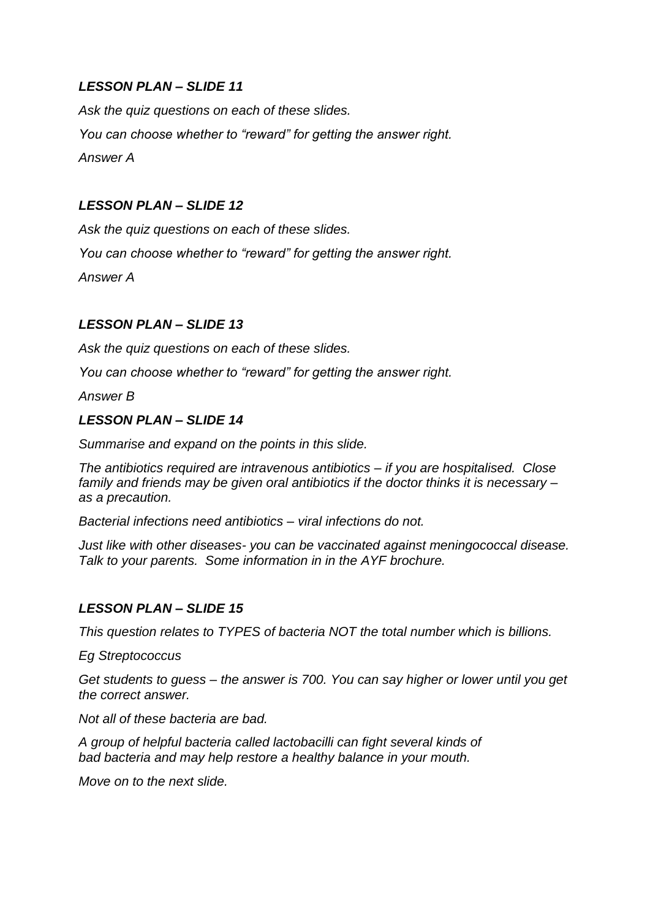### *LESSON PLAN – SLIDE 11*

*Ask the quiz questions on each of these slides.*

*You can choose whether to "reward" for getting the answer right.*

*Answer A*

### *LESSON PLAN – SLIDE 12*

*Ask the quiz questions on each of these slides.*

*You can choose whether to "reward" for getting the answer right.*

*Answer A*

### *LESSON PLAN – SLIDE 13*

*Ask the quiz questions on each of these slides.*

*You can choose whether to "reward" for getting the answer right.*

*Answer B*

### *LESSON PLAN – SLIDE 14*

*Summarise and expand on the points in this slide.*

*The antibiotics required are intravenous antibiotics – if you are hospitalised. Close family and friends may be given oral antibiotics if the doctor thinks it is necessary – as a precaution.*

*Bacterial infections need antibiotics – viral infections do not.*

*Just like with other diseases- you can be vaccinated against meningococcal disease. Talk to your parents. Some information in in the AYF brochure.*

### *LESSON PLAN – SLIDE 15*

*This question relates to TYPES of bacteria NOT the total number which is billions.*

*Eg Streptococcus*

*Get students to guess – the answer is 700. You can say higher or lower until you get the correct answer.*

*Not all of these bacteria are bad.*

*A group of helpful bacteria called lactobacilli can fight several kinds of bad bacteria and may help restore a healthy balance in your mouth.*

*Move on to the next slide.*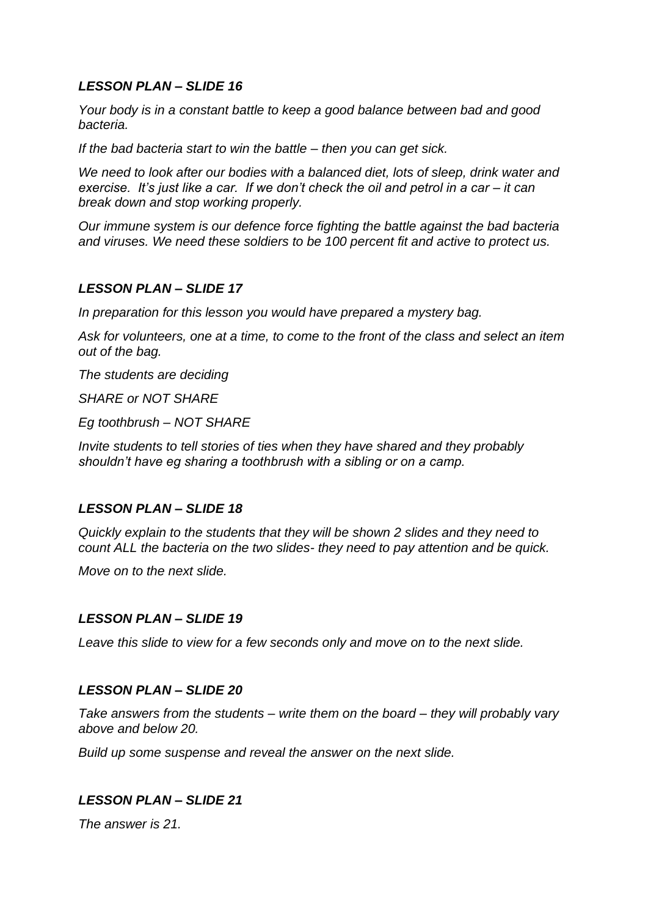### *LESSON PLAN – SLIDE 16*

*Your body is in a constant battle to keep a good balance between bad and good bacteria.*

*If the bad bacteria start to win the battle – then you can get sick.*

*We need to look after our bodies with a balanced diet, lots of sleep, drink water and exercise. It's just like a car. If we don't check the oil and petrol in a car – it can break down and stop working properly.*

*Our immune system is our defence force fighting the battle against the bad bacteria and viruses. We need these soldiers to be 100 percent fit and active to protect us.*

### *LESSON PLAN – SLIDE 17*

*In preparation for this lesson you would have prepared a mystery bag.*

*Ask for volunteers, one at a time, to come to the front of the class and select an item out of the bag.*

*The students are deciding*

*SHARE or NOT SHARE*

*Eg toothbrush – NOT SHARE*

*Invite students to tell stories of ties when they have shared and they probably shouldn't have eg sharing a toothbrush with a sibling or on a camp.*

### *LESSON PLAN – SLIDE 18*

*Quickly explain to the students that they will be shown 2 slides and they need to count ALL the bacteria on the two slides- they need to pay attention and be quick.*

*Move on to the next slide.*

### *LESSON PLAN – SLIDE 19*

*Leave this slide to view for a few seconds only and move on to the next slide.*

### *LESSON PLAN – SLIDE 20*

*Take answers from the students – write them on the board – they will probably vary above and below 20.*

*Build up some suspense and reveal the answer on the next slide.*

### *LESSON PLAN – SLIDE 21*

*The answer is 21.*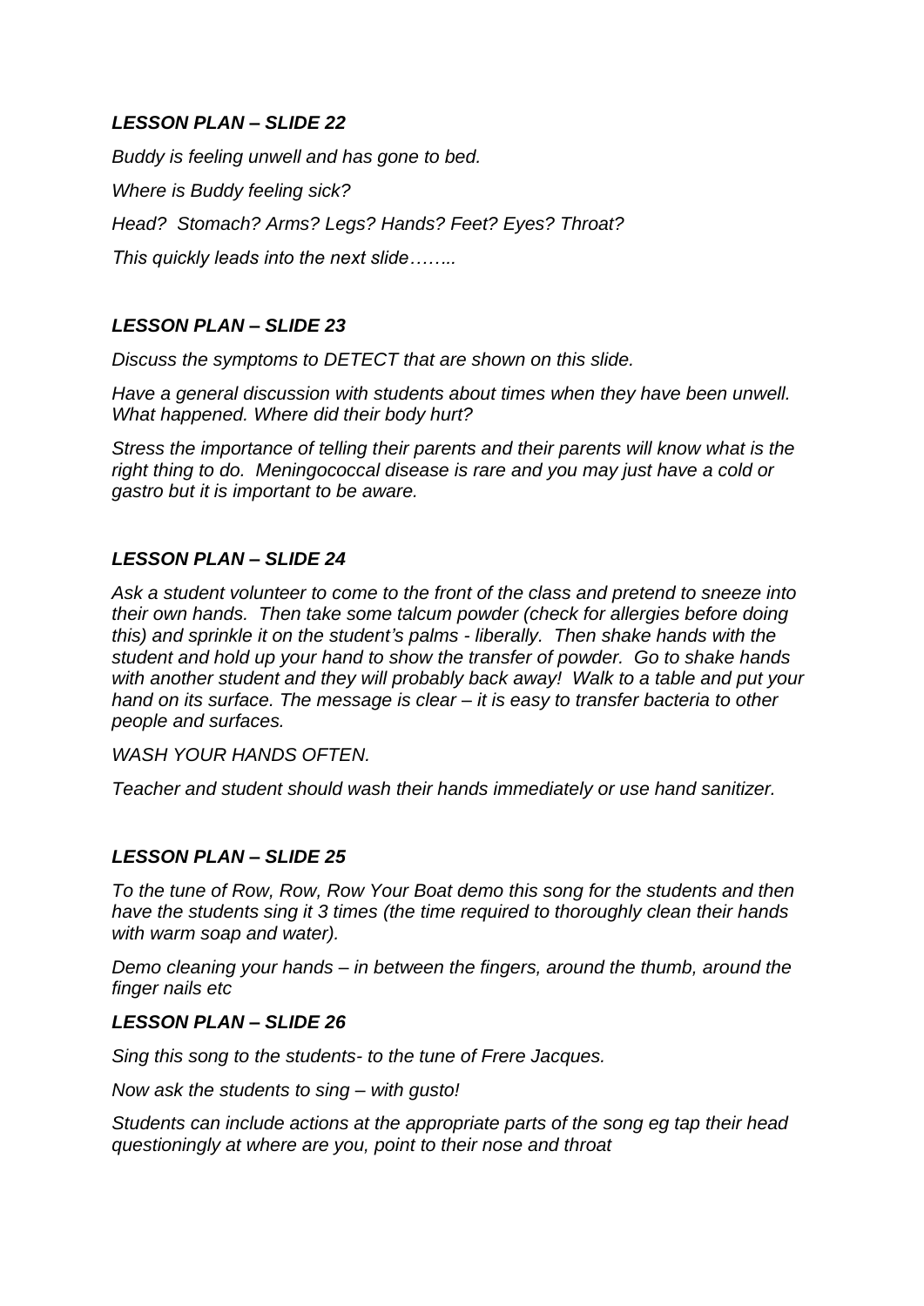### *LESSON PLAN – SLIDE 22*

*Buddy is feeling unwell and has gone to bed.*

*Where is Buddy feeling sick?*

*Head? Stomach? Arms? Legs? Hands? Feet? Eyes? Throat?*

*This quickly leads into the next slide……..*

### *LESSON PLAN – SLIDE 23*

*Discuss the symptoms to DETECT that are shown on this slide.*

*Have a general discussion with students about times when they have been unwell. What happened. Where did their body hurt?*

*Stress the importance of telling their parents and their parents will know what is the right thing to do. Meningococcal disease is rare and you may just have a cold or gastro but it is important to be aware.*

### *LESSON PLAN – SLIDE 24*

*Ask a student volunteer to come to the front of the class and pretend to sneeze into their own hands. Then take some talcum powder (check for allergies before doing this) and sprinkle it on the student's palms - liberally. Then shake hands with the student and hold up your hand to show the transfer of powder. Go to shake hands with another student and they will probably back away! Walk to a table and put your hand on its surface. The message is clear – it is easy to transfer bacteria to other people and surfaces.*

*WASH YOUR HANDS OFTEN.*

*Teacher and student should wash their hands immediately or use hand sanitizer.*

### *LESSON PLAN – SLIDE 25*

*To the tune of Row, Row, Row Your Boat demo this song for the students and then have the students sing it 3 times (the time required to thoroughly clean their hands with warm soap and water).*

*Demo cleaning your hands – in between the fingers, around the thumb, around the finger nails etc*

### *LESSON PLAN – SLIDE 26*

*Sing this song to the students- to the tune of Frere Jacques.*

*Now ask the students to sing – with gusto!*

*Students can include actions at the appropriate parts of the song eg tap their head questioningly at where are you, point to their nose and throat*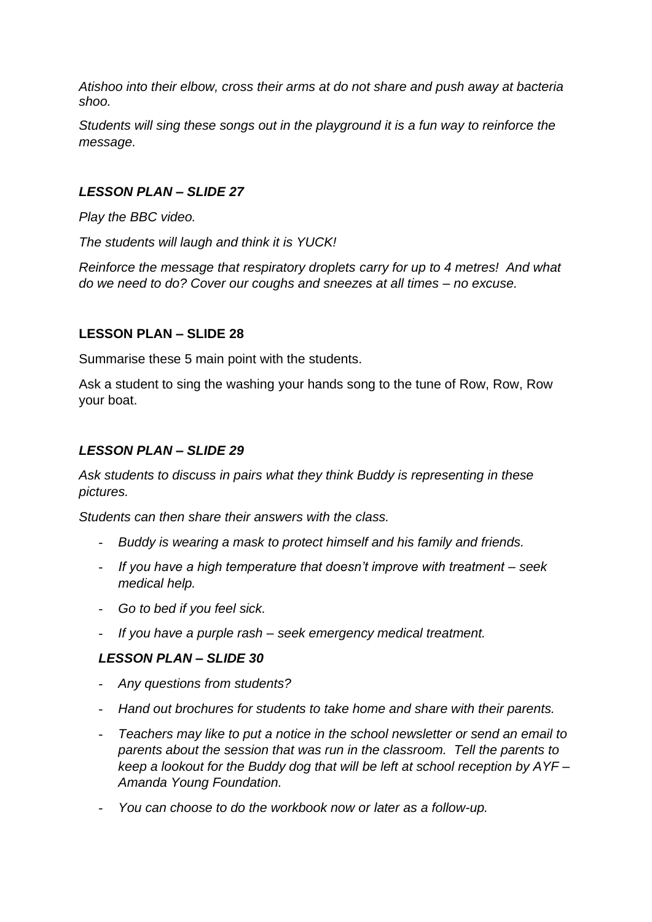*Atishoo into their elbow, cross their arms at do not share and push away at bacteria shoo.*

*Students will sing these songs out in the playground it is a fun way to reinforce the message.*

### ***LESSON PLAN – SLIDE 27***

*Play the BBC video.*

*The students will laugh and think it is YUCK!*

*Reinforce the message that respiratory droplets carry for up to 4 metres! And what do we need to do? Cover our coughs and sneezes at all times – no excuse.*

### **LESSON PLAN – SLIDE 28**

Summarise these 5 main point with the students.

Ask a student to sing the washing your hands song to the tune of Row, Row, Row your boat.

### ***LESSON PLAN – SLIDE 29***

*Ask students to discuss in pairs what they think Buddy is representing in these pictures.*

*Students can then share their answers with the class.*

- *Buddy is wearing a mask to protect himself and his family and friends.*
- *If you have a high temperature that doesn't improve with treatment – seek medical help.*
- *Go to bed if you feel sick.*
- *If you have a purple rash – seek emergency medical treatment.*

### ***LESSON PLAN – SLIDE 30***

- *Any questions from students?*
- *Hand out brochures for students to take home and share with their parents.*
- *Teachers may like to put a notice in the school newsletter or send an email to parents about the session that was run in the classroom. Tell the parents to keep a lookout for the Buddy dog that will be left at school reception by AYF – Amanda Young Foundation.*
- *You can choose to do the workbook now or later as a follow-up.*